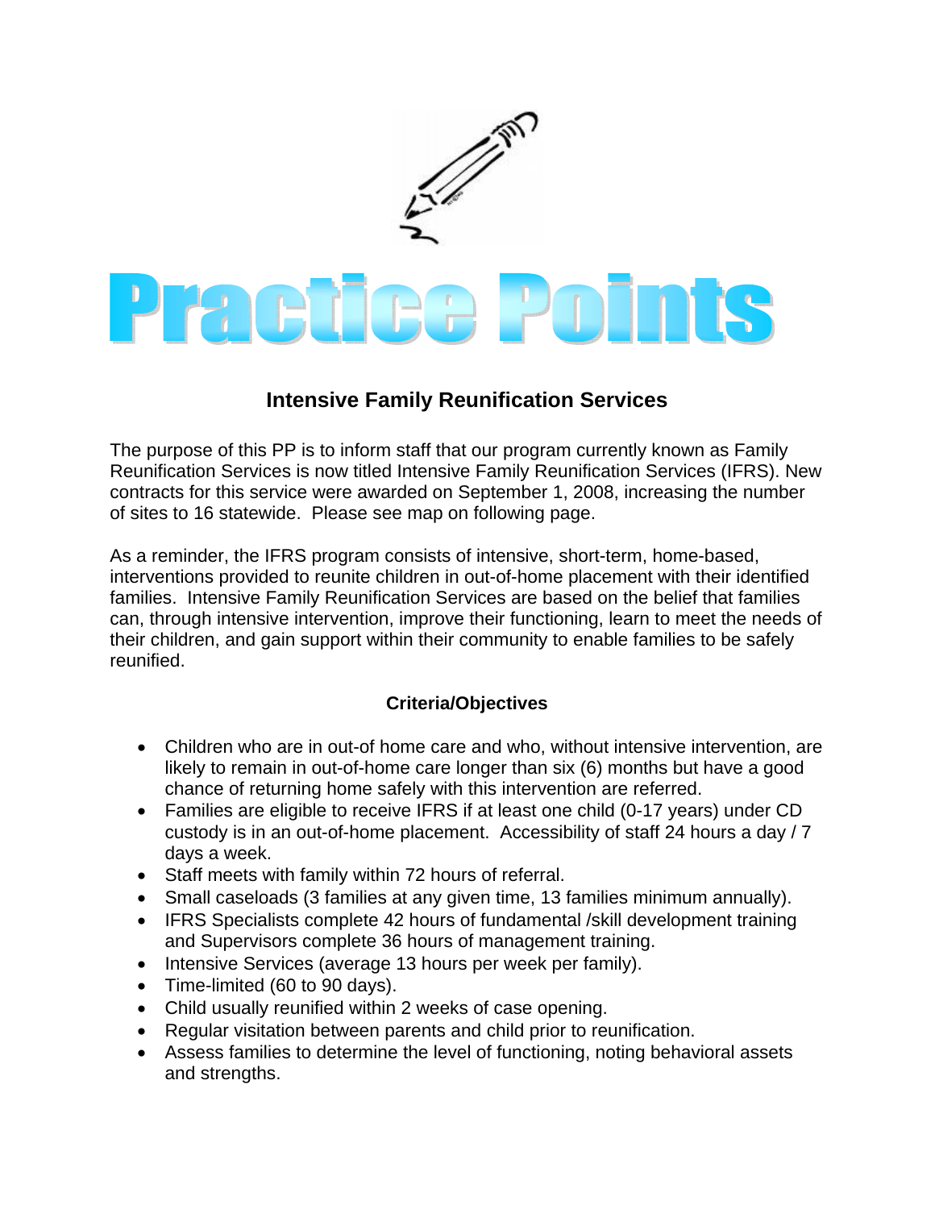# Practice Points

## Intensive Family Reunification Services

The purpose of this PP is to inform staff that our program currently known as Family Reunification Services is now titled Intensive Family Reunification Services (IFRS). New contracts for this service were awarded on September 1, 2008, increasing the number of sites to 16 statewide. Please see map on following page.

As a reminder, the IFRS program consists of intensive, short-term, home-based, interventions provided to reunite children in out-of-home placement with their identified families. Intensive Family Reunification Services are based on the belief that families can, through intensive intervention, improve their functioning, learn to meet the needs of their children, and gain support within their community to enable families to be safely reunified.

### Criteria/Objectives

- Children who are in out-of home care and who, without intensive intervention, are likely to remain in out-of-home care longer than six (6) months but have a good chance of returning home safely with this intervention are referred.
- Families are eligible to receive IFRS if at least one child (0-17 years) under CD custody is in an out-of-home placement. Accessibility of staff 24 hours a day / 7 days a week.
- Staff meets with family within 72 hours of referral.
- Small caseloads (3 families at any given time, 13 families minimum annually).
- IFRS Specialists complete 42 hours of fundamental /skill development training and Supervisors complete 36 hours of management training.
- Intensive Services (average 13 hours per week per family).
- Time-limited (60 to 90 days).
- Child usually reunified within 2 weeks of case opening.
- Regular visitation between parents and child prior to reunification.
- Assess families to determine the level of functioning, noting behavioral assets and strengths.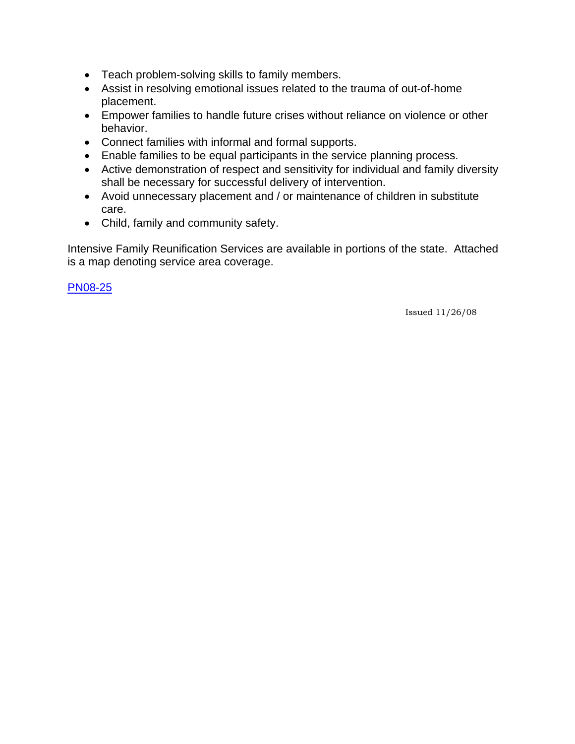- Teach problem-solving skills to family members.
- Assist in resolving emotional issues related to the trauma of out-of-home placement.
- Empower families to handle future crises without reliance on violence or other behavior.
- Connect families with informal and formal supports.
- Enable families to be equal participants in the service planning process.
- Active demonstration of respect and sensitivity for individual and family diversity shall be necessary for successful delivery of intervention.
- Avoid unnecessary placement and / or maintenance of children in substitute care.
- Child, family and community safety.

Intensive Family Reunification Services are available in portions of the state. Attached is a map denoting service area coverage.

PN08-25

Issued 11/26/08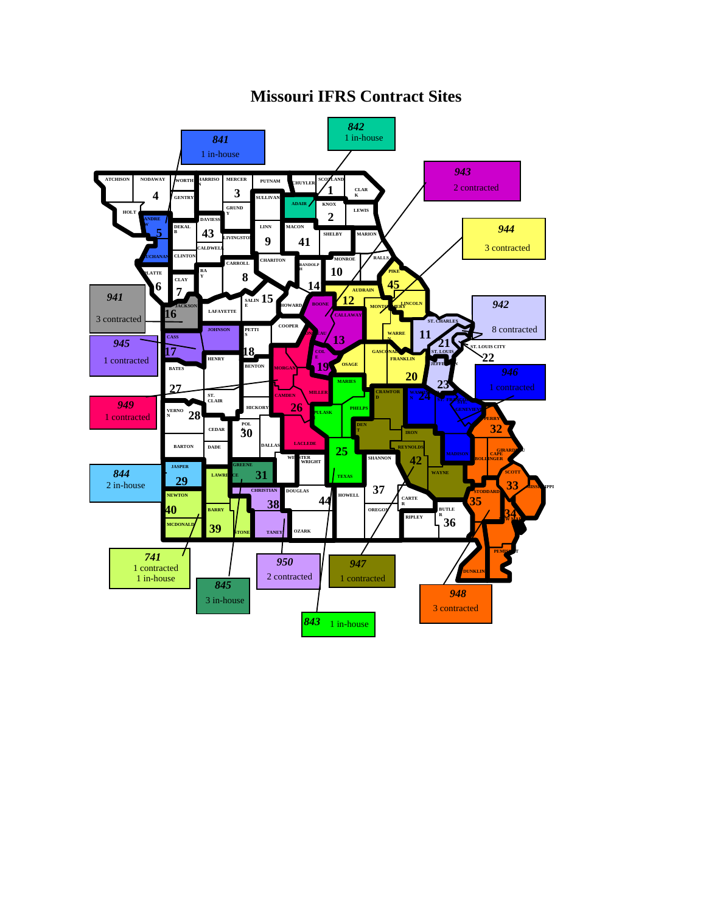# Missouri IFRS Contract Sites

841
1 in-house

842
1 in-house

943
2 contracted

944
3 contracted

941
3 contracted

942
8 contracted

945
1 contracted

946
1 contracted

949
1 contracted

844
2 in-house

741
1 contracted
1 in-house

845
3 in-house

950
2 contracted

947
1 contracted

948
3 contracted

843
1 in-house

ATCHISON NODAWAY WORTH HARRISON MERCER PUTNAM SCHUYLER SCOTLAND CLARK 4 3 1 GENTRY SULLIVAN ADAIR KNOX LEWIS HOLT ANDREW 2 DAVIESS GRUNDY 5 DEKALB 43 LIVINGSTON LINN MACON SHELBY MARION BUCHANAN CALDWELL 9 41 CLINTON MONROE RALLS CARROLL CHARITON RANDOLPH PLATTE RAY 8 10 PIKE 6 CLAY 14 AUDRAIN 45 7 SALINE 15 12 LINCOLN JACKSON HOWARD BOONE MONTGOMERY LAFAYETTE CALLAWAY 16 ST. CHARLES JOHNSON PETTIS COOPER WARREN 11 CASS MONITEAU 13 21 17 18 COLE GASCONADE ST. LOUIS ST. LOUIS CITY 22 HENRY BENTON MORGAN 19 OSAGE FRANKLIN BATES JEFFERSON MARIES 20 27 MILLER 23 ST. CLAIR CAMDEN CRAWFORD WASHINGTON 24 ST. FRANCOIS STE. GENEVIEVE VERNON 26 PHELPS 28 HICKORY PERRY CEDAR POLK 30 PULASKI DENT IRON 32 DALLAS LACLEDE REYNOLDS MADISON BARTON DADE 25 CAPE GIRARDEAU BOLLINGER WEBSTER WRIGHT SHANNON 42 JASPER GREENE TEXAS WAYNE SCOTT 29 LAWRENCE 31 33 CHRISTIAN DOUGLAS STODDARD MISSISSIPPI NEWTON 38 44 37 35 HOWELL CARTER 34 40 BARRY OREGON BUTLER NEW MADRID 36 MCDONALD 39 STONE TANEY OZARK RIPLEY PEMISCOT DUNKLIN